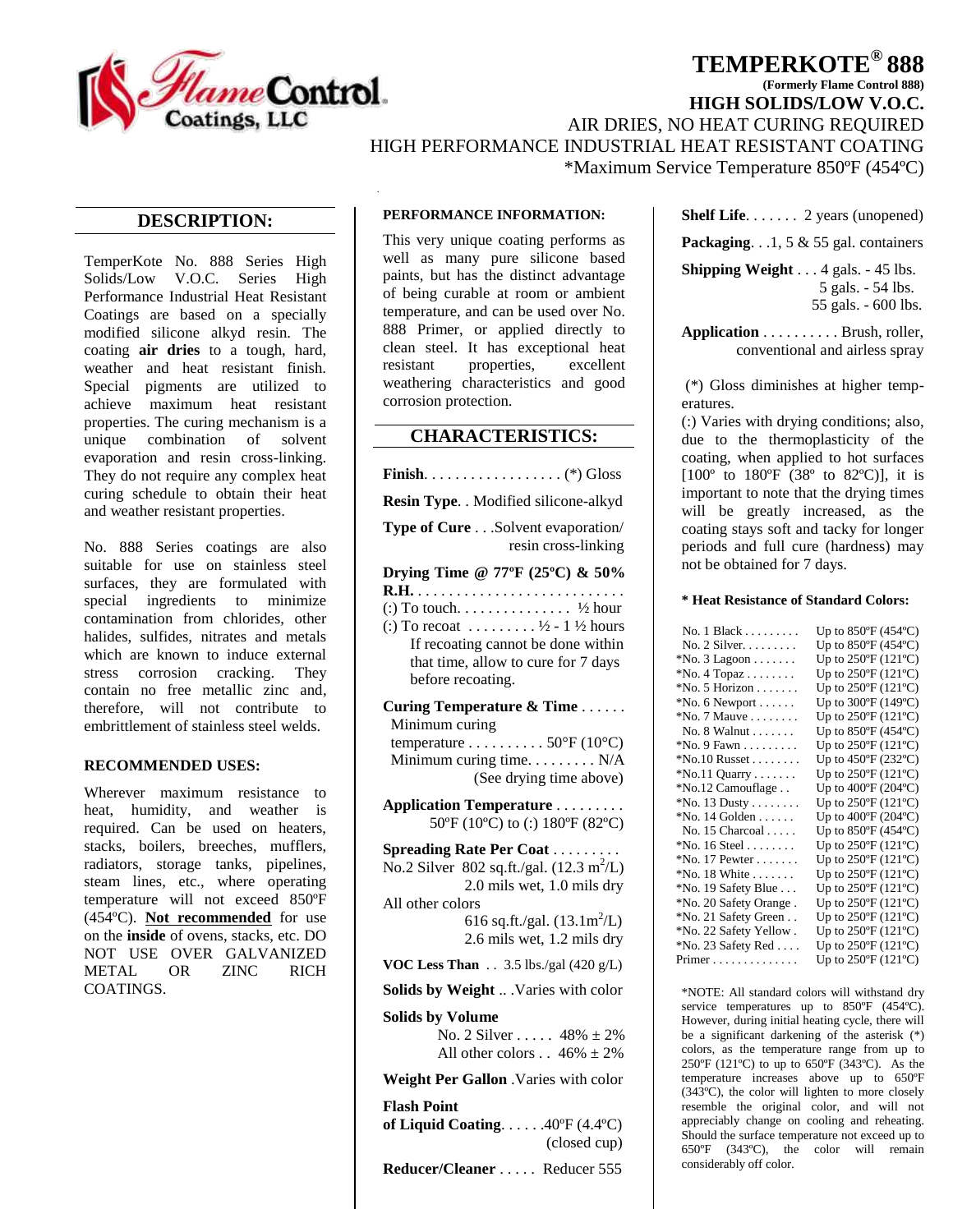# TEMPERKOTE® 888

**(Formerly Flame Control 888)**

**HIGH SOLIDS/LOW V.O.C.**

AIR DRIES, NO HEAT CURING REQUIRED

HIGH PERFORMANCE INDUSTRIAL HEAT RESISTANT COATING

*Maximum Service Temperature 850ºF (454ºC)

## DESCRIPTION:

TemperKote No. 888 Series High Solids/Low V.O.C. Series High Performance Industrial Heat Resistant Coatings are based on a specially modified silicone alkyd resin. The coating **air dries** to a tough, hard, weather and heat resistant finish. Special pigments are utilized to achieve maximum heat resistant properties. The curing mechanism is a unique combination of solvent evaporation and resin cross-linking. They do not require any complex heat curing schedule to obtain their heat and weather resistant properties.

No. 888 Series coatings are also suitable for use on stainless steel surfaces, they are formulated with special ingredients to minimize contamination from chlorides, other halides, sulfides, nitrates and metals which are known to induce external stress corrosion cracking. They contain no free metallic zinc and, therefore, will not contribute to embrittlement of stainless steel welds.

### RECOMMENDED USES:

Wherever maximum resistance to heat, humidity, and weather is required. Can be used on heaters, stacks, boilers, breeches, mufflers, radiators, storage tanks, pipelines, steam lines, etc., where operating temperature will not exceed 850ºF (454ºC). **Not recommended** for use on the **inside** of ovens, stacks, etc. DO NOT USE OVER GALVANIZED METAL OR ZINC RICH COATINGS.

### PERFORMANCE INFORMATION:

This very unique coating performs as well as many pure silicone based paints, but has the distinct advantage of being curable at room or ambient temperature, and can be used over No. 888 Primer, or applied directly to clean steel. It has exceptional heat resistant properties, excellent weathering characteristics and good corrosion protection.

## CHARACTERISTICS:

**Finish**. . . . . . . . . . . . . . . . . . (*) Gloss

**Resin Type**. . Modified silicone-alkyd

**Type of Cure** . . .Solvent evaporation/ resin cross-linking

**Drying Time @ 77ºF (25ºC) & 50% R.H.** . . . . . . . . . . . . . . . . . . . . . . . . . . .
(:) To touch. . . . . . . . . . . . . . ½ hour
(:) To recoat . . . . . . . . . ½ - 1 ½ hours
If recoating cannot be done within that time, allow to cure for 7 days before recoating.

**Curing Temperature & Time** . . . . . .
Minimum curing temperature . . . . . . . . . . 50°F (10°C)
Minimum curing time. . . . . . . . . N/A
(See drying time above)

**Application Temperature** . . . . . . . . .
50ºF (10ºC) to (:) 180ºF (82ºC)

**Spreading Rate Per Coat** . . . . . . . . .
No.2 Silver 802 sq.ft./gal. (12.3 $m^2$/L)
2.0 mils wet, 1.0 mils dry
All other colors
616 sq.ft./gal. (13.1$m^2$/L)
2.6 mils wet, 1.2 mils dry

**VOC Less Than** . . 3.5 lbs./gal (420 g/L)

**Solids by Weight** .. .Varies with color

**Solids by Volume**
No. 2 Silver . . . . . 48% ± 2%
All other colors . . 46% ± 2%

**Weight Per Gallon** .Varies with color

**Flash Point of Liquid Coating**. . . . . .40ºF (4.4ºC) (closed cup)

**Reducer/Cleaner** . . . . . Reducer 555

**Shelf Life**. . . . . . . 2 years (unopened)

**Packaging**. . .1, 5 & 55 gal. containers

**Shipping Weight** . . . 4 gals. - 45 lbs.
5 gals. - 54 lbs.
55 gals. - 600 lbs.

**Application** . . . . . . . . . . Brush, roller, conventional and airless spray

(*) Gloss diminishes at higher temperatures.

(:) Varies with drying conditions; also, due to the thermoplasticity of the coating, when applied to hot surfaces [100º to 180ºF (38º to 82ºC)], it is important to note that the drying times will be greatly increased, as the coating stays soft and tacky for longer periods and full cure (hardness) may not be obtained for 7 days.

### * Heat Resistance of Standard Colors:

| Color | Heat Resistance |
|---|---|
| No. 1 Black | Up to 850ºF (454ºC) |
| No. 2 Silver | Up to 850ºF (454ºC) |
| *No. 3 Lagoon | Up to 250ºF (121ºC) |
| *No. 4 Topaz | Up to 250ºF (121ºC) |
| *No. 5 Horizon | Up to 250ºF (121ºC) |
| *No. 6 Newport | Up to 300ºF (149ºC) |
| *No. 7 Mauve | Up to 250ºF (121ºC) |
| No. 8 Walnut | Up to 850ºF (454ºC) |
| *No. 9 Fawn | Up to 250ºF (121ºC) |
| *No.10 Russet | Up to 450ºF (232ºC) |
| *No.11 Quarry | Up to 250ºF (121ºC) |
| *No.12 Camouflage | Up to 400ºF (204ºC) |
| *No. 13 Dusty | Up to 250ºF (121ºC) |
| *No. 14 Golden | Up to 400ºF (204ºC) |
| No. 15 Charcoal | Up to 850ºF (454ºC) |
| *No. 16 Steel | Up to 250ºF (121ºC) |
| *No. 17 Pewter | Up to 250ºF (121ºC) |
| *No. 18 White | Up to 250ºF (121ºC) |
| *No. 19 Safety Blue | Up to 250ºF (121ºC) |
| *No. 20 Safety Orange | Up to 250ºF (121ºC) |
| *No. 21 Safety Green | Up to 250ºF (121ºC) |
| *No. 22 Safety Yellow | Up to 250ºF (121ºC) |
| *No. 23 Safety Red | Up to 250ºF (121ºC) |
| Primer | Up to 250ºF (121ºC) |

*NOTE: All standard colors will withstand dry service temperatures up to 850ºF (454ºC). However, during initial heating cycle, there will be a significant darkening of the asterisk (*) colors, as the temperature range from up to 250ºF (121ºC) to up to 650ºF (343ºC). As the temperature increases above up to 650ºF (343ºC), the color will lighten to more closely resemble the original color, and will not appreciably change on cooling and reheating. Should the surface temperature not exceed up to 650ºF (343ºC), the color will remain considerably off color.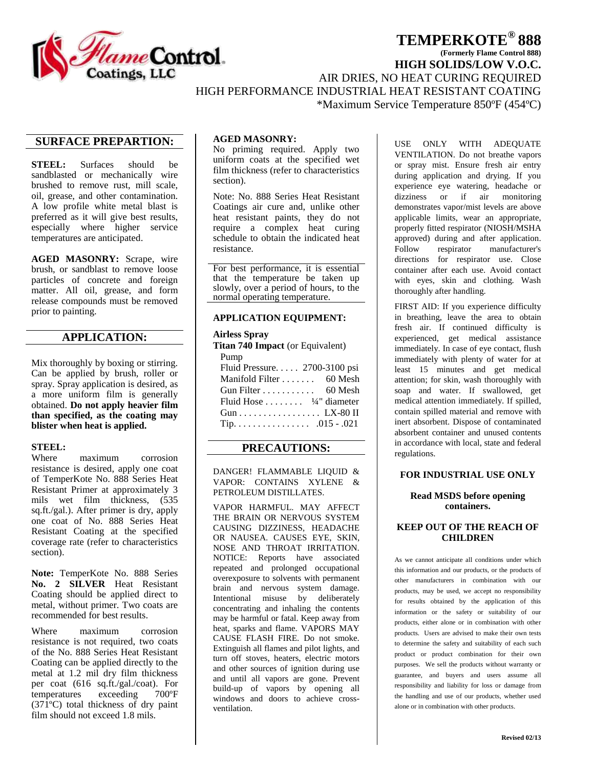# TEMPERKOTE® 888

**(Formerly Flame Control 888)**

**HIGH SOLIDS/LOW V.O.C.**

AIR DRIES, NO HEAT CURING REQUIRED

HIGH PERFORMANCE INDUSTRIAL HEAT RESISTANT COATING

*Maximum Service Temperature 850ºF (454ºC)

## SURFACE PREPARTION:

**STEEL:** Surfaces should be sandblasted or mechanically wire brushed to remove rust, mill scale, oil, grease, and other contamination. A low profile white metal blast is preferred as it will give best results, especially where higher service temperatures are anticipated.

**AGED MASONRY:** Scrape, wire brush, or sandblast to remove loose particles of concrete and foreign matter. All oil, grease, and form release compounds must be removed prior to painting.

## APPLICATION:

Mix thoroughly by boxing or stirring. Can be applied by brush, roller or spray. Spray application is desired, as a more uniform film is generally obtained. **Do not apply heavier film than specified, as the coating may blister when heat is applied.**

**STEEL:**
Where maximum corrosion resistance is desired, apply one coat of TemperKote No. 888 Series Heat Resistant Primer at approximately 3 mils wet film thickness, (535 sq.ft./gal.). After primer is dry, apply one coat of No. 888 Series Heat Resistant Coating at the specified coverage rate (refer to characteristics section).

**Note:** TemperKote No. 888 Series **No. 2 SILVER** Heat Resistant Coating should be applied direct to metal, without primer. Two coats are recommended for best results.

Where maximum corrosion resistance is not required, two coats of the No. 888 Series Heat Resistant Coating can be applied directly to the metal at 1.2 mil dry film thickness per coat (616 sq.ft./gal./coat). For temperatures exceeding 700ºF (371ºC) total thickness of dry paint film should not exceed 1.8 mils.

**AGED MASONRY:**
No priming required. Apply two uniform coats at the specified wet film thickness (refer to characteristics section).

Note: No. 888 Series Heat Resistant Coatings air cure and, unlike other heat resistant paints, they do not require a complex heat curing schedule to obtain the indicated heat resistance.

For best performance, it is essential that the temperature be taken up slowly, over a period of hours, to the normal operating temperature.

**APPLICATION EQUIPMENT:**

**Airless Spray**
**Titan 740 Impact** (or Equivalent) Pump

| | |
|---|---|
| Fluid Pressure | 2700-3100 psi |
| Manifold Filter | 60 Mesh |
| Gun Filter | 60 Mesh |
| Fluid Hose | ¼" diameter |
| Gun | LX-80 II |
| Tip | .015 - .021 |

## PRECAUTIONS:

DANGER! FLAMMABLE LIQUID & VAPOR: CONTAINS XYLENE & PETROLEUM DISTILLATES.

VAPOR HARMFUL. MAY AFFECT THE BRAIN OR NERVOUS SYSTEM CAUSING DIZZINESS, HEADACHE OR NAUSEA. CAUSES EYE, SKIN, NOSE AND THROAT IRRITATION. NOTICE: Reports have associated repeated and prolonged occupational overexposure to solvents with permanent brain and nervous system damage. Intentional misuse by deliberately concentrating and inhaling the contents may be harmful or fatal. Keep away from heat, sparks and flame. VAPORS MAY CAUSE FLASH FIRE. Do not smoke. Extinguish all flames and pilot lights, and turn off stoves, heaters, electric motors and other sources of ignition during use and until all vapors are gone. Prevent build-up of vapors by opening all windows and doors to achieve cross-ventilation.

USE ONLY WITH ADEQUATE VENTILATION. Do not breathe vapors or spray mist. Ensure fresh air entry during application and drying. If you experience eye watering, headache or dizziness or if air monitoring demonstrates vapor/mist levels are above applicable limits, wear an appropriate, properly fitted respirator (NIOSH/MSHA approved) during and after application. Follow respirator manufacturer's directions for respirator use. Close container after each use. Avoid contact with eyes, skin and clothing. Wash thoroughly after handling.

FIRST AID: If you experience difficulty in breathing, leave the area to obtain fresh air. If continued difficulty is experienced, get medical assistance immediately. In case of eye contact, flush immediately with plenty of water for at least 15 minutes and get medical attention; for skin, wash thoroughly with soap and water. If swallowed, get medical attention immediately. If spilled, contain spilled material and remove with inert absorbent. Dispose of contaminated absorbent container and unused contents in accordance with local, state and federal regulations.

**FOR INDUSTRIAL USE ONLY**

**Read MSDS before opening containers.**

**KEEP OUT OF THE REACH OF CHILDREN**

As we cannot anticipate all conditions under which this information and our products, or the products of other manufacturers in combination with our products, may be used, we accept no responsibility for results obtained by the application of this information or the safety or suitability of our products, either alone or in combination with other products. Users are advised to make their own tests to determine the safety and suitability of each such product or product combination for their own purposes. We sell the products without warranty or guarantee, and buyers and users assume all responsibility and liability for loss or damage from the handling and use of our products, whether used alone or in combination with other products.

**Revised 02/13**